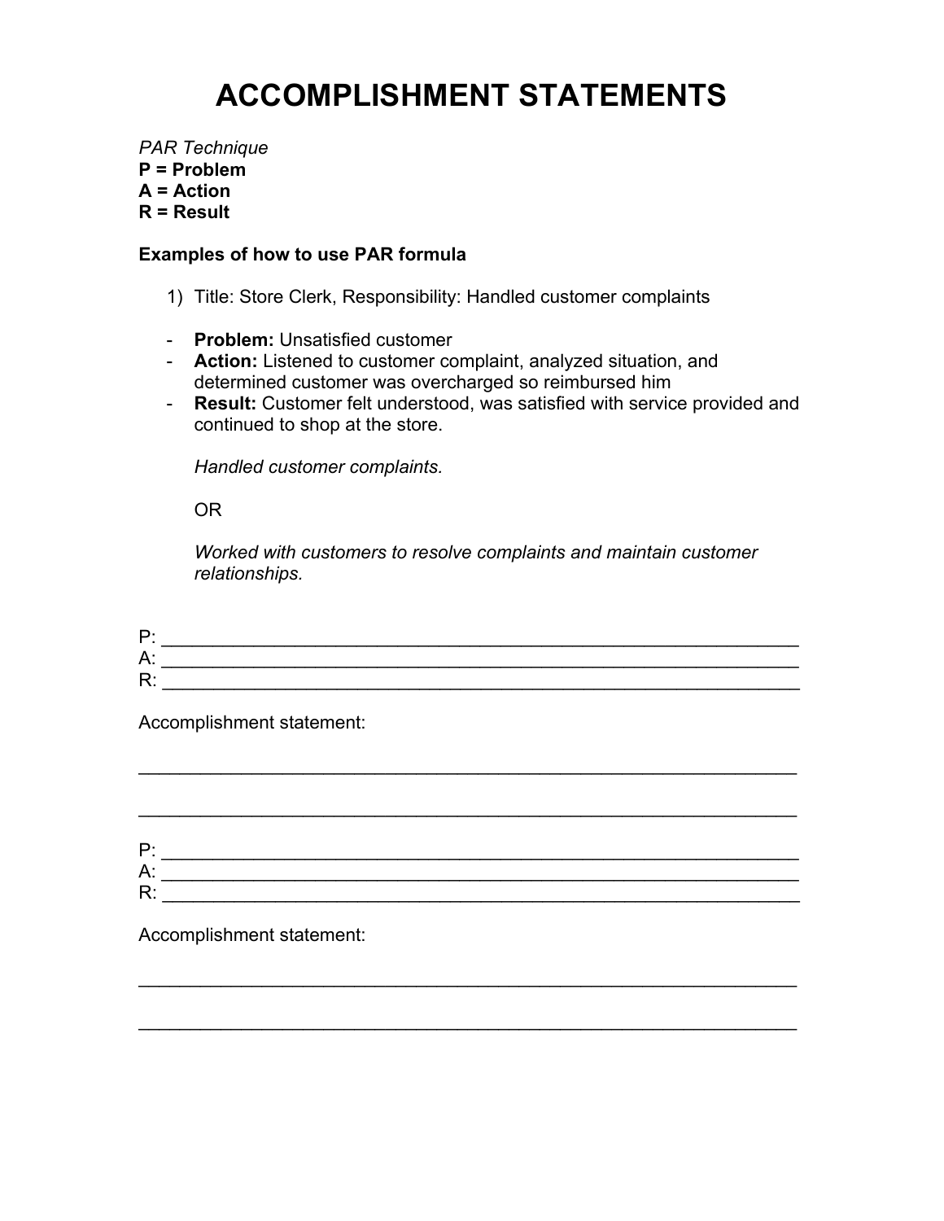# ACCOMPLISHMENT STATEMENTS

*PAR Technique*
**P = Problem**
**A = Action**
**R = Result**

**Examples of how to use PAR formula**

1) Title: Store Clerk, Responsibility: Handled customer complaints

- **Problem:** Unsatisfied customer
- **Action:** Listened to customer complaint, analyzed situation, and determined customer was overcharged so reimbursed him
- **Result:** Customer felt understood, was satisfied with service provided and continued to shop at the store.

  *Handled customer complaints.*

  OR

  *Worked with customers to resolve complaints and maintain customer relationships.*

P: _______________________________________________________________
A: _______________________________________________________________
R: _______________________________________________________________

Accomplishment statement:

_________________________________________________________________

_________________________________________________________________

P: _______________________________________________________________
A: _______________________________________________________________
R: _______________________________________________________________

Accomplishment statement:

_________________________________________________________________

_________________________________________________________________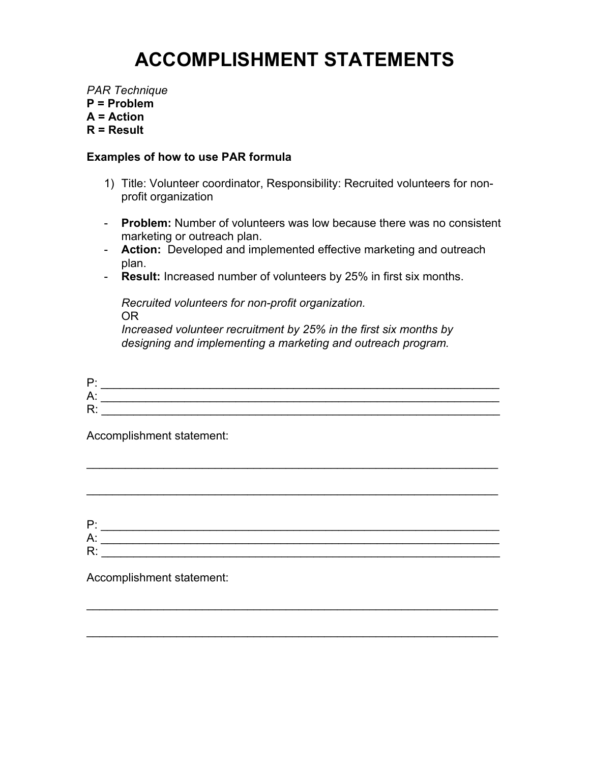# ACCOMPLISHMENT STATEMENTS

*PAR Technique*
**P = Problem**
**A = Action**
**R = Result**

**Examples of how to use PAR formula**

1) Title: Volunteer coordinator, Responsibility: Recruited volunteers for non-profit organization

- **Problem:** Number of volunteers was low because there was no consistent marketing or outreach plan.
- **Action:** Developed and implemented effective marketing and outreach plan.
- **Result:** Increased number of volunteers by 25% in first six months.

  *Recruited volunteers for non-profit organization.*
  OR
  *Increased volunteer recruitment by 25% in the first six months by designing and implementing a marketing and outreach program.*

P: ______________________________________________________________
A: ______________________________________________________________
R: ______________________________________________________________

Accomplishment statement:

______________________________________________________________

______________________________________________________________

P: ______________________________________________________________
A: ______________________________________________________________
R: ______________________________________________________________

Accomplishment statement:

______________________________________________________________

______________________________________________________________